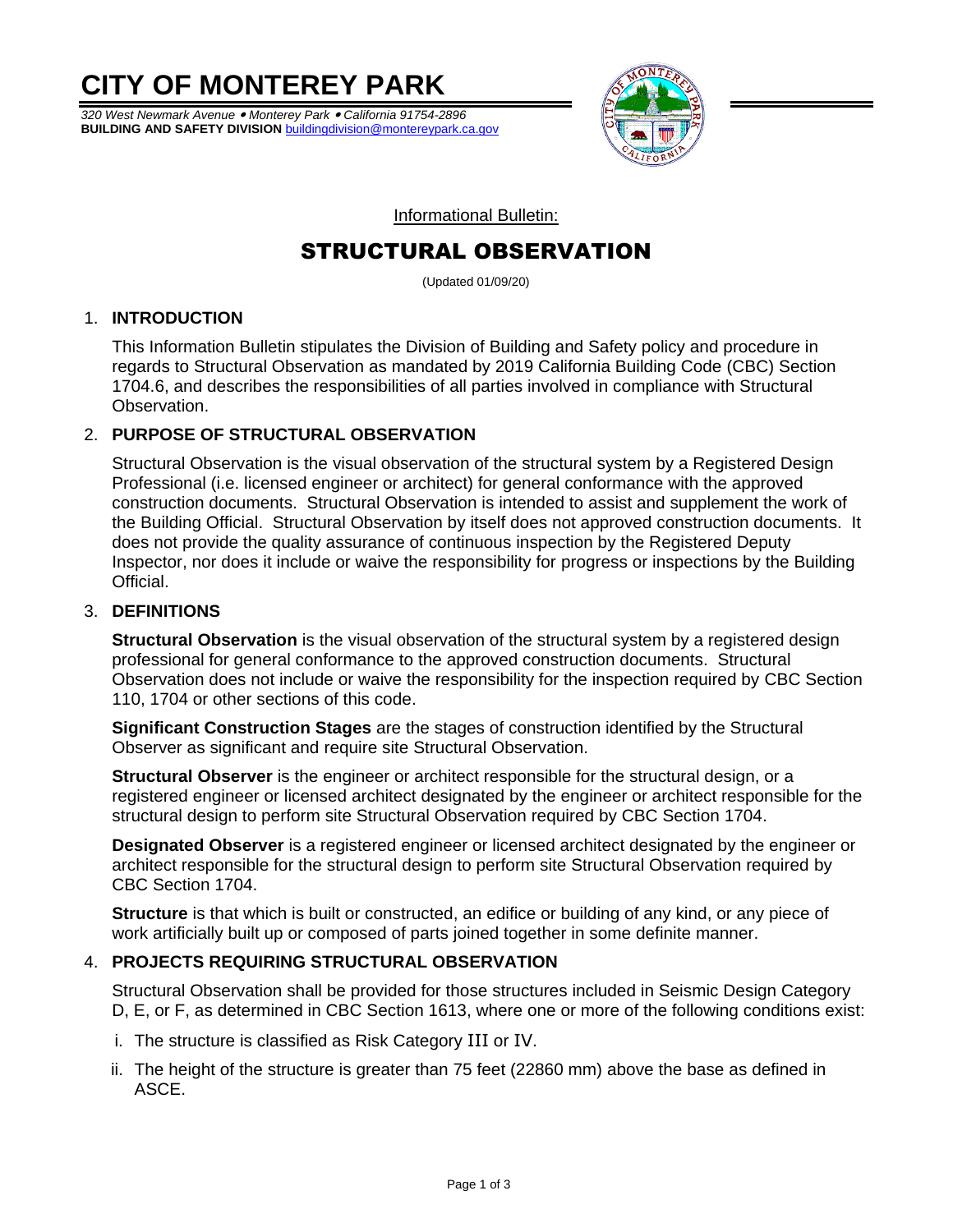# CITY OF MONTEREY PARK

*320 West Newmark Avenue • Monterey Park • California 91754-2896*
**BUILDING AND SAFETY DIVISION** buildingdivision@montereypark.ca.gov

Informational Bulletin:

## STRUCTURAL OBSERVATION

(Updated 01/09/20)

### 1. INTRODUCTION

This Information Bulletin stipulates the Division of Building and Safety policy and procedure in regards to Structural Observation as mandated by 2019 California Building Code (CBC) Section 1704.6, and describes the responsibilities of all parties involved in compliance with Structural Observation.

### 2. PURPOSE OF STRUCTURAL OBSERVATION

Structural Observation is the visual observation of the structural system by a Registered Design Professional (i.e. licensed engineer or architect) for general conformance with the approved construction documents. Structural Observation is intended to assist and supplement the work of the Building Official. Structural Observation by itself does not approved construction documents. It does not provide the quality assurance of continuous inspection by the Registered Deputy Inspector, nor does it include or waive the responsibility for progress or inspections by the Building Official.

### 3. DEFINITIONS

**Structural Observation** is the visual observation of the structural system by a registered design professional for general conformance to the approved construction documents. Structural Observation does not include or waive the responsibility for the inspection required by CBC Section 110, 1704 or other sections of this code.

**Significant Construction Stages** are the stages of construction identified by the Structural Observer as significant and require site Structural Observation.

**Structural Observer** is the engineer or architect responsible for the structural design, or a registered engineer or licensed architect designated by the engineer or architect responsible for the structural design to perform site Structural Observation required by CBC Section 1704.

**Designated Observer** is a registered engineer or licensed architect designated by the engineer or architect responsible for the structural design to perform site Structural Observation required by CBC Section 1704.

**Structure** is that which is built or constructed, an edifice or building of any kind, or any piece of work artificially built up or composed of parts joined together in some definite manner.

### 4. PROJECTS REQUIRING STRUCTURAL OBSERVATION

Structural Observation shall be provided for those structures included in Seismic Design Category D, E, or F, as determined in CBC Section 1613, where one or more of the following conditions exist:

i. The structure is classified as Risk Category III or IV.

ii. The height of the structure is greater than 75 feet (22860 mm) above the base as defined in ASCE.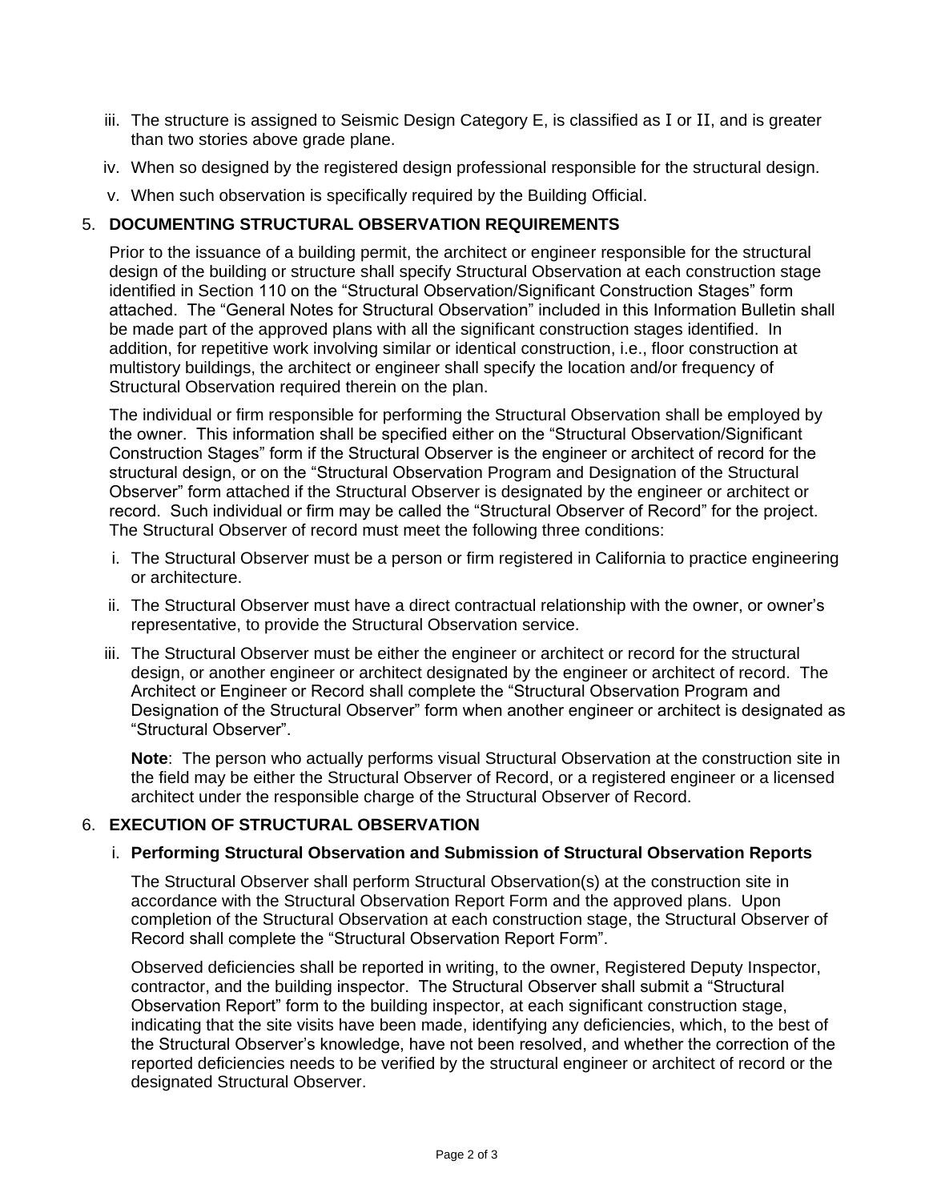iii. The structure is assigned to Seismic Design Category E, is classified as I or II, and is greater than two stories above grade plane.

iv. When so designed by the registered design professional responsible for the structural design.

v. When such observation is specifically required by the Building Official.

## 5. DOCUMENTING STRUCTURAL OBSERVATION REQUIREMENTS

Prior to the issuance of a building permit, the architect or engineer responsible for the structural design of the building or structure shall specify Structural Observation at each construction stage identified in Section 110 on the "Structural Observation/Significant Construction Stages" form attached. The "General Notes for Structural Observation" included in this Information Bulletin shall be made part of the approved plans with all the significant construction stages identified. In addition, for repetitive work involving similar or identical construction, i.e., floor construction at multistory buildings, the architect or engineer shall specify the location and/or frequency of Structural Observation required therein on the plan.

The individual or firm responsible for performing the Structural Observation shall be employed by the owner. This information shall be specified either on the "Structural Observation/Significant Construction Stages" form if the Structural Observer is the engineer or architect of record for the structural design, or on the "Structural Observation Program and Designation of the Structural Observer" form attached if the Structural Observer is designated by the engineer or architect or record. Such individual or firm may be called the "Structural Observer of Record" for the project. The Structural Observer of record must meet the following three conditions:

i. The Structural Observer must be a person or firm registered in California to practice engineering or architecture.

ii. The Structural Observer must have a direct contractual relationship with the owner, or owner's representative, to provide the Structural Observation service.

iii. The Structural Observer must be either the engineer or architect or record for the structural design, or another engineer or architect designated by the engineer or architect of record. The Architect or Engineer or Record shall complete the "Structural Observation Program and Designation of the Structural Observer" form when another engineer or architect is designated as "Structural Observer".

**Note**: The person who actually performs visual Structural Observation at the construction site in the field may be either the Structural Observer of Record, or a registered engineer or a licensed architect under the responsible charge of the Structural Observer of Record.

## 6. EXECUTION OF STRUCTURAL OBSERVATION

### i. Performing Structural Observation and Submission of Structural Observation Reports

The Structural Observer shall perform Structural Observation(s) at the construction site in accordance with the Structural Observation Report Form and the approved plans. Upon completion of the Structural Observation at each construction stage, the Structural Observer of Record shall complete the "Structural Observation Report Form".

Observed deficiencies shall be reported in writing, to the owner, Registered Deputy Inspector, contractor, and the building inspector. The Structural Observer shall submit a "Structural Observation Report" form to the building inspector, at each significant construction stage, indicating that the site visits have been made, identifying any deficiencies, which, to the best of the Structural Observer's knowledge, have not been resolved, and whether the correction of the reported deficiencies needs to be verified by the structural engineer or architect of record or the designated Structural Observer.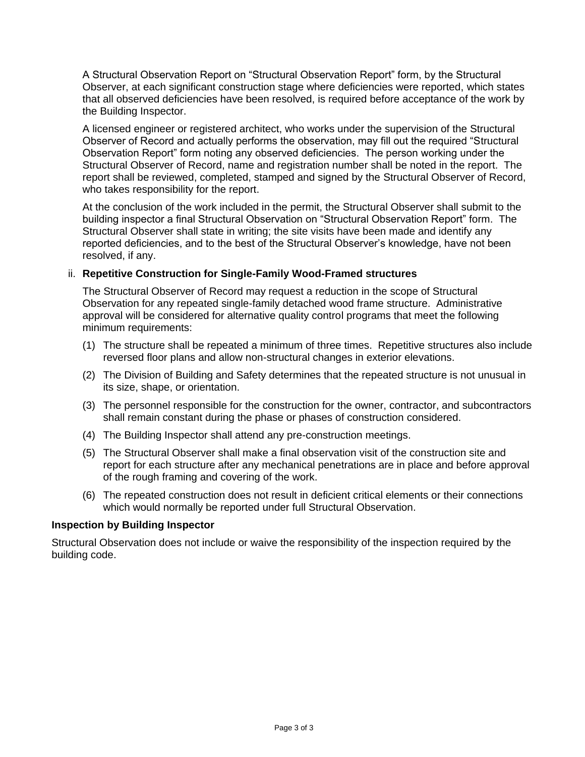A Structural Observation Report on "Structural Observation Report" form, by the Structural Observer, at each significant construction stage where deficiencies were reported, which states that all observed deficiencies have been resolved, is required before acceptance of the work by the Building Inspector.

A licensed engineer or registered architect, who works under the supervision of the Structural Observer of Record and actually performs the observation, may fill out the required "Structural Observation Report" form noting any observed deficiencies. The person working under the Structural Observer of Record, name and registration number shall be noted in the report. The report shall be reviewed, completed, stamped and signed by the Structural Observer of Record, who takes responsibility for the report.

At the conclusion of the work included in the permit, the Structural Observer shall submit to the building inspector a final Structural Observation on "Structural Observation Report" form. The Structural Observer shall state in writing; the site visits have been made and identify any reported deficiencies, and to the best of the Structural Observer's knowledge, have not been resolved, if any.

ii. **Repetitive Construction for Single-Family Wood-Framed structures**

The Structural Observer of Record may request a reduction in the scope of Structural Observation for any repeated single-family detached wood frame structure. Administrative approval will be considered for alternative quality control programs that meet the following minimum requirements:

(1) The structure shall be repeated a minimum of three times. Repetitive structures also include reversed floor plans and allow non-structural changes in exterior elevations.

(2) The Division of Building and Safety determines that the repeated structure is not unusual in its size, shape, or orientation.

(3) The personnel responsible for the construction for the owner, contractor, and subcontractors shall remain constant during the phase or phases of construction considered.

(4) The Building Inspector shall attend any pre-construction meetings.

(5) The Structural Observer shall make a final observation visit of the construction site and report for each structure after any mechanical penetrations are in place and before approval of the rough framing and covering of the work.

(6) The repeated construction does not result in deficient critical elements or their connections which would normally be reported under full Structural Observation.

**Inspection by Building Inspector**

Structural Observation does not include or waive the responsibility of the inspection required by the building code.